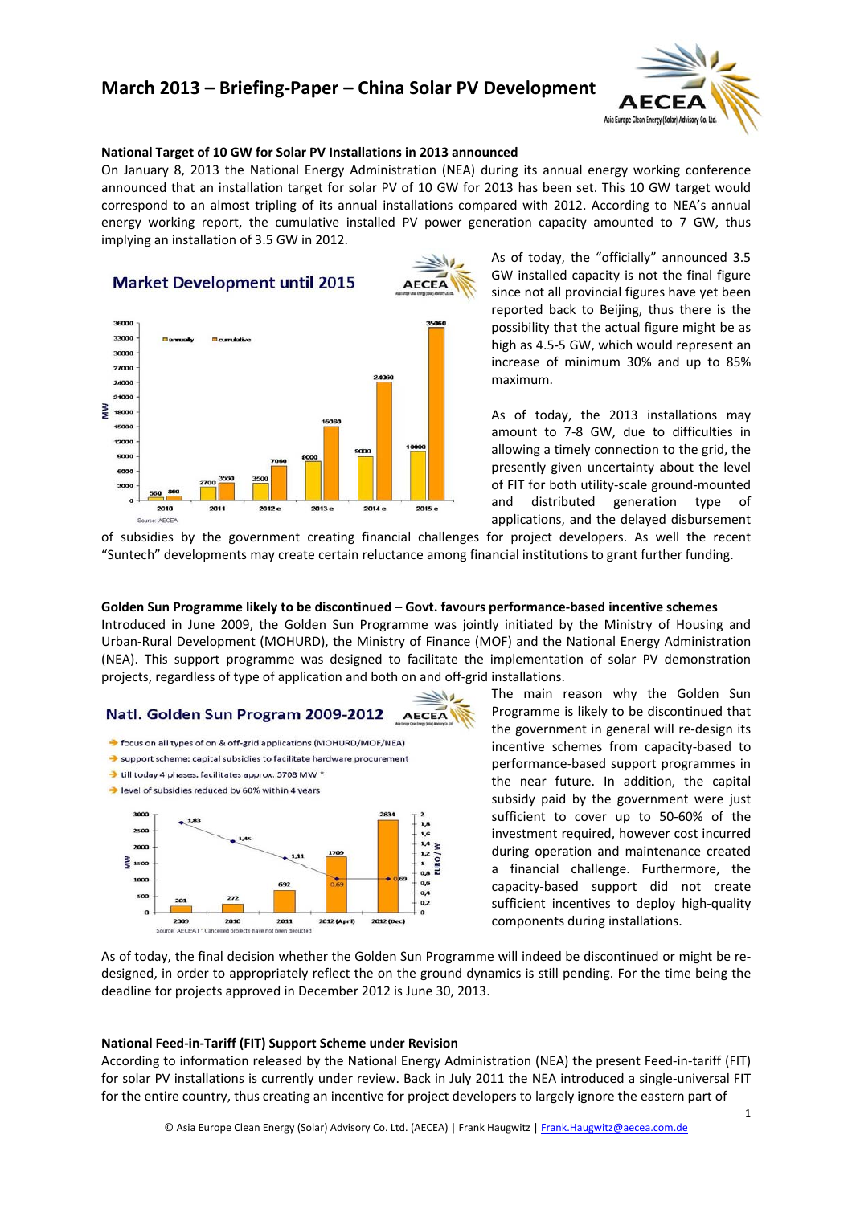# March 2013 – Briefing-Paper – China Solar PV Development

### National Target of 10 GW for Solar PV Installations in 2013 announced

On January 8, 2013 the National Energy Administration (NEA) during its annual energy working conference announced that an installation target for solar PV of 10 GW for 2013 has been set. This 10 GW target would correspond to an almost tripling of its annual installations compared with 2012. According to NEA's annual energy working report, the cumulative installed PV power generation capacity amounted to 7 GW, thus implying an installation of 3.5 GW in 2012.

As of today, the "officially" announced 3.5 GW installed capacity is not the final figure since not all provincial figures have yet been reported back to Beijing, thus there is the possibility that the actual figure might be as high as 4.5-5 GW, which would represent an increase of minimum 30% and up to 85% maximum.

As of today, the 2013 installations may amount to 7-8 GW, due to difficulties in allowing a timely connection to the grid, the presently given uncertainty about the level of FIT for both utility-scale ground-mounted and distributed generation type of applications, and the delayed disbursement of subsidies by the government creating financial challenges for project developers. As well the recent "Suntech" developments may create certain reluctance among financial institutions to grant further funding.

### Golden Sun Programme likely to be discontinued – Govt. favours performance-based incentive schemes

Introduced in June 2009, the Golden Sun Programme was jointly initiated by the Ministry of Housing and Urban-Rural Development (MOHURD), the Ministry of Finance (MOF) and the National Energy Administration (NEA). This support programme was designed to facilitate the implementation of solar PV demonstration projects, regardless of type of application and both on and off-grid installations.

The main reason why the Golden Sun Programme is likely to be discontinued that the government in general will re-design its incentive schemes from capacity-based to performance-based support programmes in the near future. In addition, the capital subsidy paid by the government were just sufficient to cover up to 50-60% of the investment required, however cost incurred during operation and maintenance created a financial challenge. Furthermore, the capacity-based support did not create sufficient incentives to deploy high-quality components during installations.

As of today, the final decision whether the Golden Sun Programme will indeed be discontinued or might be re-designed, in order to appropriately reflect the on the ground dynamics is still pending. For the time being the deadline for projects approved in December 2012 is June 30, 2013.

### National Feed-in-Tariff (FIT) Support Scheme under Revision

According to information released by the National Energy Administration (NEA) the present Feed-in-tariff (FIT) for solar PV installations is currently under review. Back in July 2011 the NEA introduced a single-universal FIT for the entire country, thus creating an incentive for project developers to largely ignore the eastern part of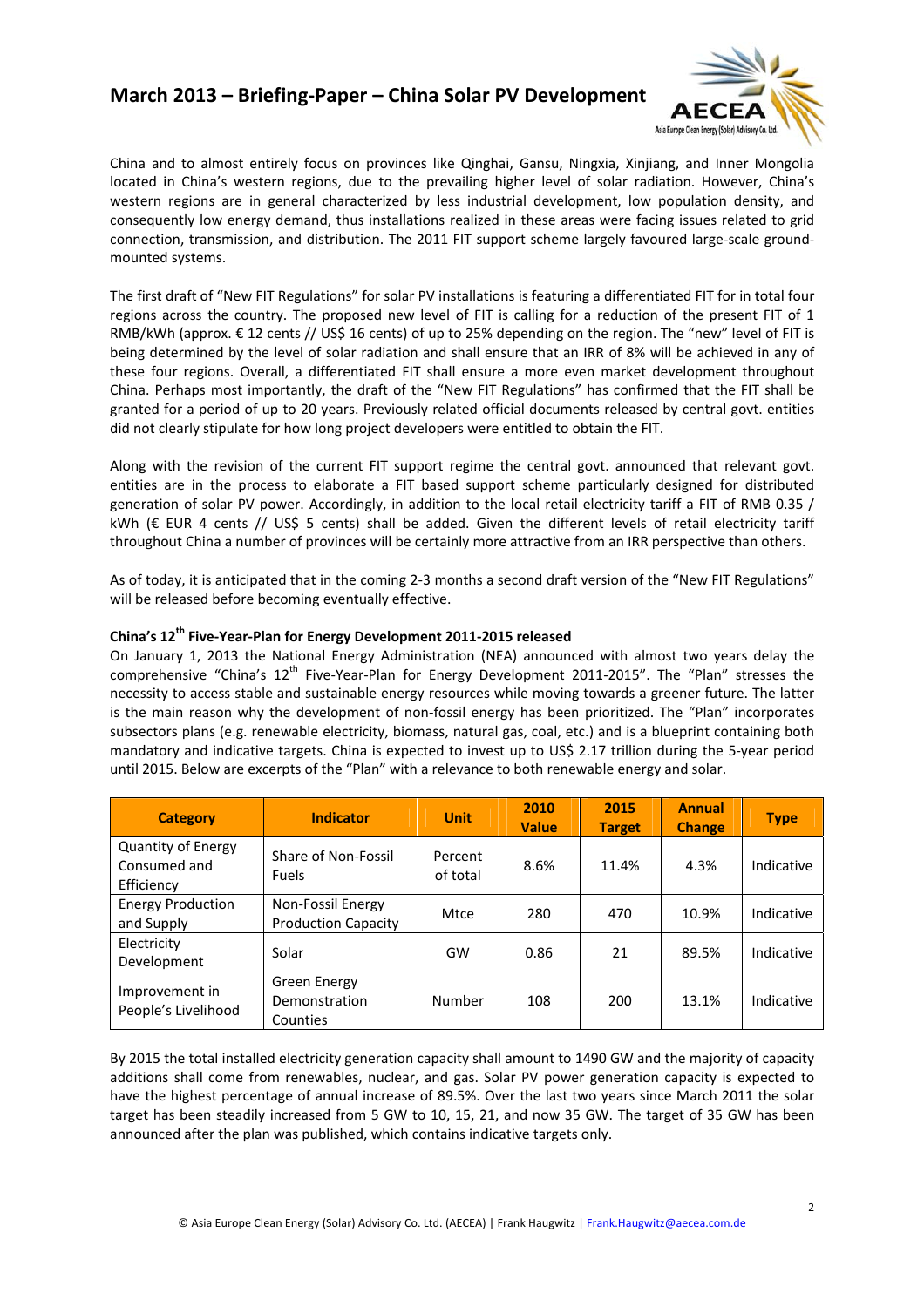China and to almost entirely focus on provinces like Qinghai, Gansu, Ningxia, Xinjiang, and Inner Mongolia located in China's western regions, due to the prevailing higher level of solar radiation. However, China's western regions are in general characterized by less industrial development, low population density, and consequently low energy demand, thus installations realized in these areas were facing issues related to grid connection, transmission, and distribution. The 2011 FIT support scheme largely favoured large-scale ground-mounted systems.

The first draft of "New FIT Regulations" for solar PV installations is featuring a differentiated FIT for in total four regions across the country. The proposed new level of FIT is calling for a reduction of the present FIT of 1 RMB/kWh (approx. € 12 cents // US$ 16 cents) of up to 25% depending on the region. The "new" level of FIT is being determined by the level of solar radiation and shall ensure that an IRR of 8% will be achieved in any of these four regions. Overall, a differentiated FIT shall ensure a more even market development throughout China. Perhaps most importantly, the draft of the "New FIT Regulations" has confirmed that the FIT shall be granted for a period of up to 20 years. Previously related official documents released by central govt. entities did not clearly stipulate for how long project developers were entitled to obtain the FIT.

Along with the revision of the current FIT support regime the central govt. announced that relevant govt. entities are in the process to elaborate a FIT based support scheme particularly designed for distributed generation of solar PV power. Accordingly, in addition to the local retail electricity tariff a FIT of RMB 0.35 / kWh (€ EUR 4 cents // US$ 5 cents) shall be added. Given the different levels of retail electricity tariff throughout China a number of provinces will be certainly more attractive from an IRR perspective than others.

As of today, it is anticipated that in the coming 2-3 months a second draft version of the "New FIT Regulations" will be released before becoming eventually effective.

### China's 12th Five-Year-Plan for Energy Development 2011-2015 released

On January 1, 2013 the National Energy Administration (NEA) announced with almost two years delay the comprehensive "China's 12th Five-Year-Plan for Energy Development 2011-2015". The "Plan" stresses the necessity to access stable and sustainable energy resources while moving towards a greener future. The latter is the main reason why the development of non-fossil energy has been prioritized. The "Plan" incorporates subsectors plans (e.g. renewable electricity, biomass, natural gas, coal, etc.) and is a blueprint containing both mandatory and indicative targets. China is expected to invest up to US$ 2.17 trillion during the 5-year period until 2015. Below are excerpts of the "Plan" with a relevance to both renewable energy and solar.

| Category | Indicator | Unit | 2010 Value | 2015 Target | Annual Change | Type |
|---|---|---|---|---|---|---|
| Quantity of Energy Consumed and Efficiency | Share of Non-Fossil Fuels | Percent of total | 8.6% | 11.4% | 4.3% | Indicative |
| Energy Production and Supply | Non-Fossil Energy Production Capacity | Mtce | 280 | 470 | 10.9% | Indicative |
| Electricity Development | Solar | GW | 0.86 | 21 | 89.5% | Indicative |
| Improvement in People's Livelihood | Green Energy Demonstration Counties | Number | 108 | 200 | 13.1% | Indicative |

By 2015 the total installed electricity generation capacity shall amount to 1490 GW and the majority of capacity additions shall come from renewables, nuclear, and gas. Solar PV power generation capacity is expected to have the highest percentage of annual increase of 89.5%. Over the last two years since March 2011 the solar target has been steadily increased from 5 GW to 10, 15, 21, and now 35 GW. The target of 35 GW has been announced after the plan was published, which contains indicative targets only.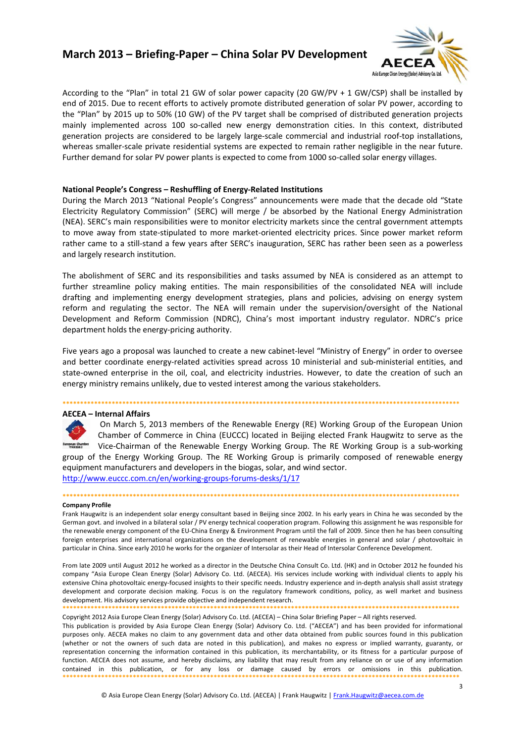According to the "Plan" in total 21 GW of solar power capacity (20 GW/PV + 1 GW/CSP) shall be installed by end of 2015. Due to recent efforts to actively promote distributed generation of solar PV power, according to the "Plan" by 2015 up to 50% (10 GW) of the PV target shall be comprised of distributed generation projects mainly implemented across 100 so-called new energy demonstration cities. In this context, distributed generation projects are considered to be largely large-scale commercial and industrial roof-top installations, whereas smaller-scale private residential systems are expected to remain rather negligible in the near future. Further demand for solar PV power plants is expected to come from 1000 so-called solar energy villages.

**National People's Congress – Reshuffling of Energy-Related Institutions**

During the March 2013 "National People's Congress" announcements were made that the decade old "State Electricity Regulatory Commission" (SERC) will merge / be absorbed by the National Energy Administration (NEA). SERC's main responsibilities were to monitor electricity markets since the central government attempts to move away from state-stipulated to more market-oriented electricity prices. Since power market reform rather came to a still-stand a few years after SERC's inauguration, SERC has rather been seen as a powerless and largely research institution.

The abolishment of SERC and its responsibilities and tasks assumed by NEA is considered as an attempt to further streamline policy making entities. The main responsibilities of the consolidated NEA will include drafting and implementing energy development strategies, plans and policies, advising on energy system reform and regulating the sector. The NEA will remain under the supervision/oversight of the National Development and Reform Commission (NDRC), China's most important industry regulator. NDRC's price department holds the energy-pricing authority.

Five years ago a proposal was launched to create a new cabinet-level "Ministry of Energy" in order to oversee and better coordinate energy-related activities spread across 10 ministerial and sub-ministerial entities, and state-owned enterprise in the oil, coal, and electricity industries. However, to date the creation of such an energy ministry remains unlikely, due to vested interest among the various stakeholders.

**AECEA – Internal Affairs**

On March 5, 2013 members of the Renewable Energy (RE) Working Group of the European Union Chamber of Commerce in China (EUCCC) located in Beijing elected Frank Haugwitz to serve as the Vice-Chairman of the Renewable Energy Working Group. The RE Working Group is a sub-working group of the Energy Working Group. The RE Working Group is primarily composed of renewable energy equipment manufacturers and developers in the biogas, solar, and wind sector.

http://www.euccc.com.cn/en/working-groups-forums-desks/1/17

**Company Profile**

Frank Haugwitz is an independent solar energy consultant based in Beijing since 2002. In his early years in China he was seconded by the German govt. and involved in a bilateral solar / PV energy technical cooperation program. Following this assignment he was responsible for the renewable energy component of the EU-China Energy & Environment Program until the fall of 2009. Since then he has been consulting foreign enterprises and international organizations on the development of renewable energies in general and solar / photovoltaic in particular in China. Since early 2010 he works for the organizer of Intersolar as their Head of Intersolar Conference Development.

From late 2009 until August 2012 he worked as a director in the Deutsche China Consult Co. Ltd. (HK) and in October 2012 he founded his company "Asia Europe Clean Energy (Solar) Advisory Co. Ltd. (AECEA). His services include working with individual clients to apply his extensive China photovoltaic energy-focused insights to their specific needs. Industry experience and in-depth analysis shall assist strategy development and corporate decision making. Focus is on the regulatory framework conditions, policy, as well market and business development. His advisory services provide objective and independent research.

Copyright 2012 Asia Europe Clean Energy (Solar) Advisory Co. Ltd. (AECEA) – China Solar Briefing Paper – All rights reserved.

This publication is provided by Asia Europe Clean Energy (Solar) Advisory Co. Ltd. ("AECEA") and has been provided for informational purposes only. AECEA makes no claim to any government data and other data obtained from public sources found in this publication (whether or not the owners of such data are noted in this publication), and makes no express or implied warranty, guaranty, or representation concerning the information contained in this publication, its merchantability, or its fitness for a particular purpose of function. AECEA does not assume, and hereby disclaims, any liability that may result from any reliance on or use of any information contained in this publication, or for any loss or damage caused by errors or omissions in this publication.